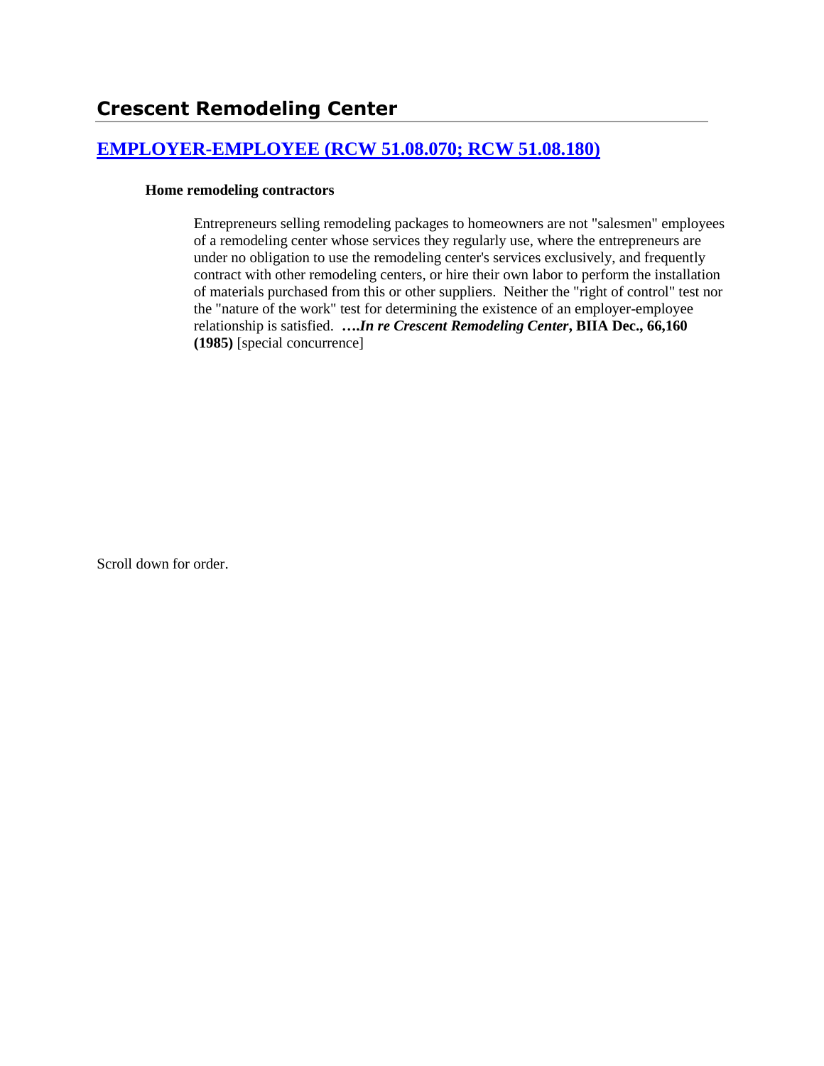## Crescent Remodeling Center

### [EMPLOYER-EMPLOYEE (RCW 51.08.070; RCW 51.08.180)]

**Home remodeling contractors**

Entrepreneurs selling remodeling packages to homeowners are not "salesmen" employees of a remodeling center whose services they regularly use, where the entrepreneurs are under no obligation to use the remodeling center's services exclusively, and frequently contract with other remodeling centers, or hire their own labor to perform the installation of materials purchased from this or other suppliers. Neither the "right of control" test nor the "nature of the work" test for determining the existence of an employer-employee relationship is satisfied. ***….In re Crescent Remodeling Center*, BIIA Dec., 66,160 (1985)** [special concurrence]

Scroll down for order.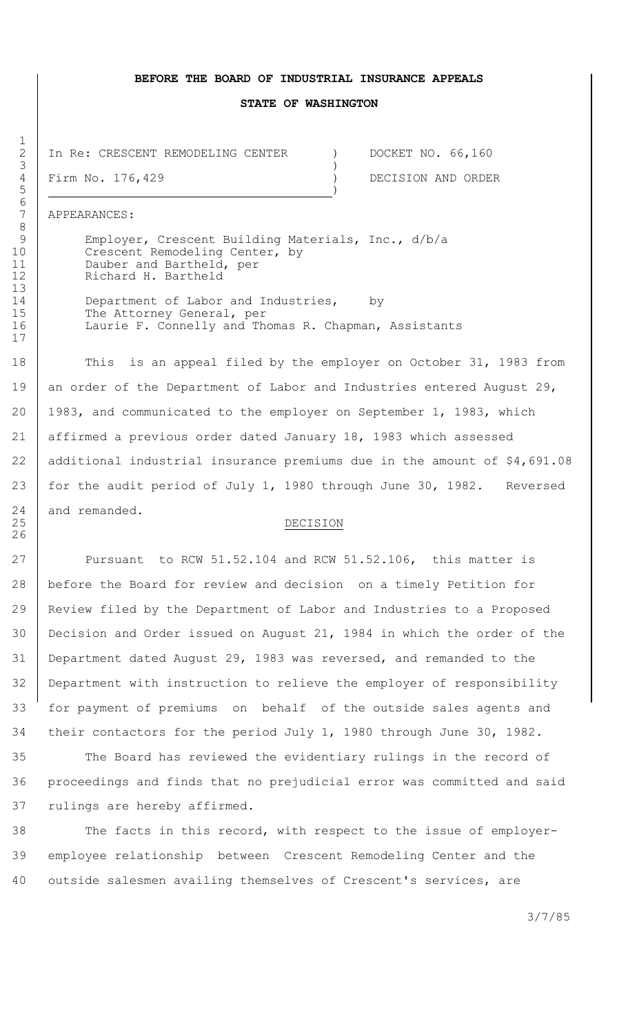**BEFORE THE BOARD OF INDUSTRIAL INSURANCE APPEALS**

**STATE OF WASHINGTON**

| | | |
|---|---|---|
| In Re: CRESCENT REMODELING CENTER | ) | DOCKET NO. 66,160 |
| | ) | |
| Firm No. 176,429 | ) | DECISION AND ORDER |
| | ) | |

APPEARANCES:

Employer, Crescent Building Materials, Inc., d/b/a Crescent Remodeling Center, by Dauber and Bartheld, per Richard H. Bartheld

Department of Labor and Industries, by The Attorney General, per Laurie F. Connelly and Thomas R. Chapman, Assistants

This is an appeal filed by the employer on October 31, 1983 from an order of the Department of Labor and Industries entered August 29, 1983, and communicated to the employer on September 1, 1983, which affirmed a previous order dated January 18, 1983 which assessed additional industrial insurance premiums due in the amount of $4,691.08 for the audit period of July 1, 1980 through June 30, 1982. Reversed and remanded.

DECISION

Pursuant to RCW 51.52.104 and RCW 51.52.106, this matter is before the Board for review and decision on a timely Petition for Review filed by the Department of Labor and Industries to a Proposed Decision and Order issued on August 21, 1984 in which the order of the Department dated August 29, 1983 was reversed, and remanded to the Department with instruction to relieve the employer of responsibility for payment of premiums on behalf of the outside sales agents and their contactors for the period July 1, 1980 through June 30, 1982.

The Board has reviewed the evidentiary rulings in the record of proceedings and finds that no prejudicial error was committed and said rulings are hereby affirmed.

The facts in this record, with respect to the issue of employer-employee relationship between Crescent Remodeling Center and the outside salesmen availing themselves of Crescent's services, are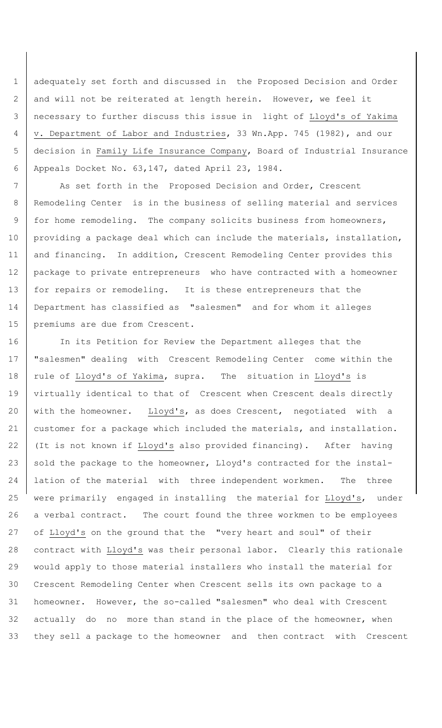adequately set forth and discussed in the Proposed Decision and Order and will not be reiterated at length herein. However, we feel it necessary to further discuss this issue in light of Lloyd's of Yakima v. Department of Labor and Industries, 33 Wn.App. 745 (1982), and our decision in Family Life Insurance Company, Board of Industrial Insurance Appeals Docket No. 63,147, dated April 23, 1984.

As set forth in the Proposed Decision and Order, Crescent Remodeling Center is in the business of selling material and services for home remodeling. The company solicits business from homeowners, providing a package deal which can include the materials, installation, and financing. In addition, Crescent Remodeling Center provides this package to private entrepreneurs who have contracted with a homeowner for repairs or remodeling. It is these entrepreneurs that the Department has classified as "salesmen" and for whom it alleges premiums are due from Crescent.

In its Petition for Review the Department alleges that the "salesmen" dealing with Crescent Remodeling Center come within the rule of Lloyd's of Yakima, supra. The situation in Lloyd's is virtually identical to that of Crescent when Crescent deals directly with the homeowner. Lloyd's, as does Crescent, negotiated with a customer for a package which included the materials, and installation. (It is not known if Lloyd's also provided financing). After having sold the package to the homeowner, Lloyd's contracted for the installation of the material with three independent workmen. The three were primarily engaged in installing the material for Lloyd's, under a verbal contract. The court found the three workmen to be employees of Lloyd's on the ground that the "very heart and soul" of their contract with Lloyd's was their personal labor. Clearly this rationale would apply to those material installers who install the material for Crescent Remodeling Center when Crescent sells its own package to a homeowner. However, the so-called "salesmen" who deal with Crescent actually do no more than stand in the place of the homeowner, when they sell a package to the homeowner and then contract with Crescent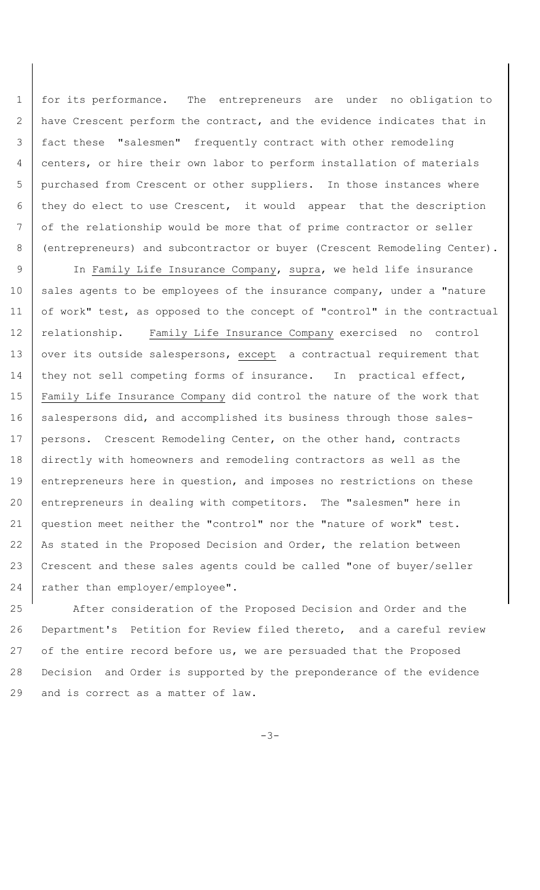for its performance. The entrepreneurs are under no obligation to have Crescent perform the contract, and the evidence indicates that in fact these "salesmen" frequently contract with other remodeling centers, or hire their own labor to perform installation of materials purchased from Crescent or other suppliers. In those instances where they do elect to use Crescent, it would appear that the description of the relationship would be more that of prime contractor or seller (entrepreneurs) and subcontractor or buyer (Crescent Remodeling Center).

In Family Life Insurance Company, supra, we held life insurance sales agents to be employees of the insurance company, under a "nature of work" test, as opposed to the concept of "control" in the contractual relationship. Family Life Insurance Company exercised no control over its outside salespersons, except a contractual requirement that they not sell competing forms of insurance. In practical effect, Family Life Insurance Company did control the nature of the work that salespersons did, and accomplished its business through those salespersons. Crescent Remodeling Center, on the other hand, contracts directly with homeowners and remodeling contractors as well as the entrepreneurs here in question, and imposes no restrictions on these entrepreneurs in dealing with competitors. The "salesmen" here in question meet neither the "control" nor the "nature of work" test. As stated in the Proposed Decision and Order, the relation between Crescent and these sales agents could be called "one of buyer/seller rather than employer/employee".

After consideration of the Proposed Decision and Order and the Department's Petition for Review filed thereto, and a careful review of the entire record before us, we are persuaded that the Proposed Decision and Order is supported by the preponderance of the evidence and is correct as a matter of law.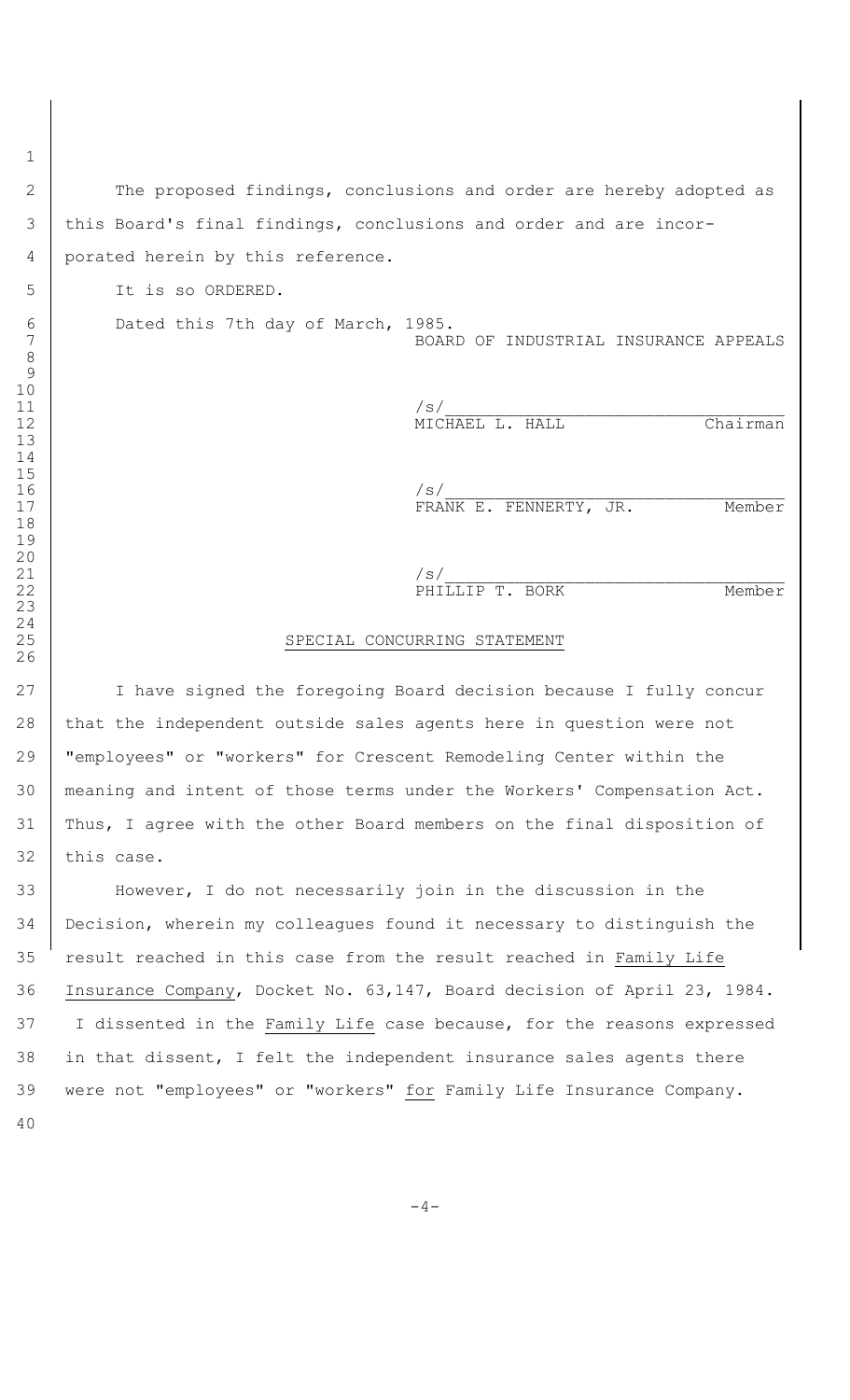The proposed findings, conclusions and order are hereby adopted as this Board's final findings, conclusions and order and are incorporated herein by this reference.

It is so ORDERED.

Dated this 7th day of March, 1985.

BOARD OF INDUSTRIAL INSURANCE APPEALS

/s/
MICHAEL L. HALL Chairman

/s/
FRANK E. FENNERTY, JR. Member

/s/
PHILLIP T. BORK Member

## SPECIAL CONCURRING STATEMENT

I have signed the foregoing Board decision because I fully concur that the independent outside sales agents here in question were not "employees" or "workers" for Crescent Remodeling Center within the meaning and intent of those terms under the Workers' Compensation Act. Thus, I agree with the other Board members on the final disposition of this case.

However, I do not necessarily join in the discussion in the Decision, wherein my colleagues found it necessary to distinguish the result reached in this case from the result reached in Family Life Insurance Company, Docket No. 63,147, Board decision of April 23, 1984. I dissented in the Family Life case because, for the reasons expressed in that dissent, I felt the independent insurance sales agents there were not "employees" or "workers" for Family Life Insurance Company.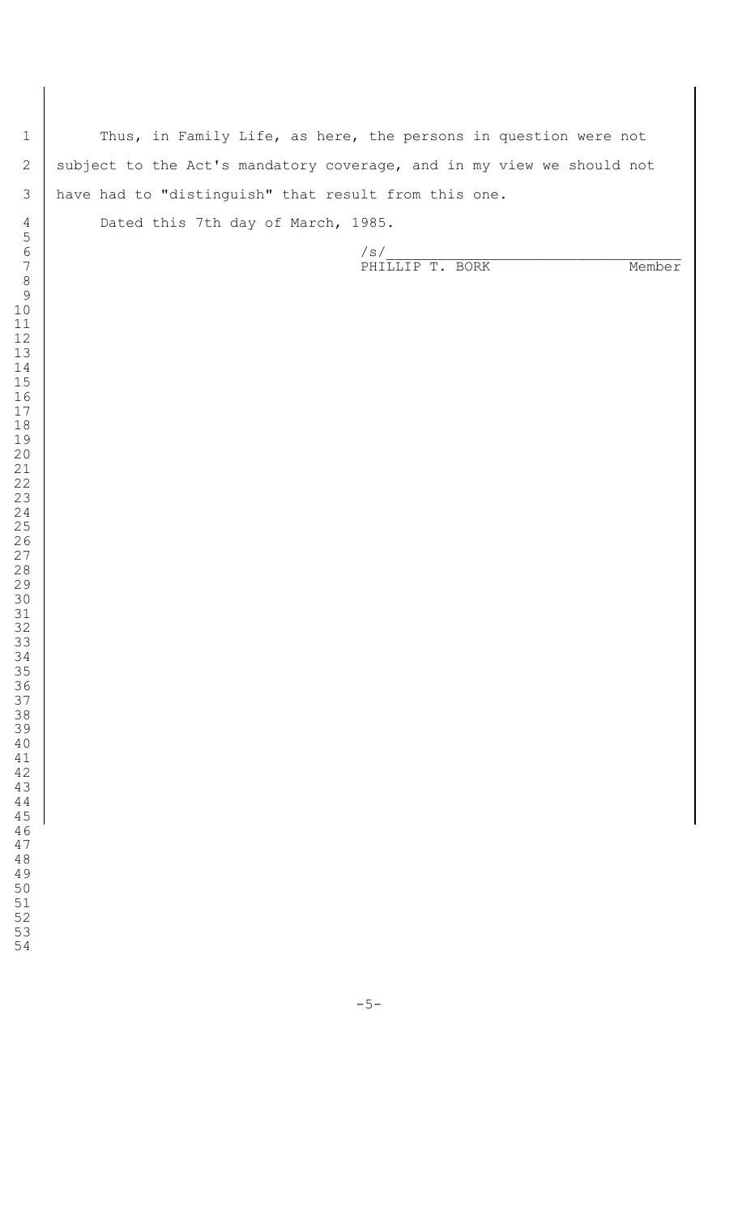Thus, in Family Life, as here, the persons in question were not subject to the Act's mandatory coverage, and in my view we should not have had to "distinguish" that result from this one.

Dated this 7th day of March, 1985.

/s/_______________________________

PHILLIP T. BORK Member